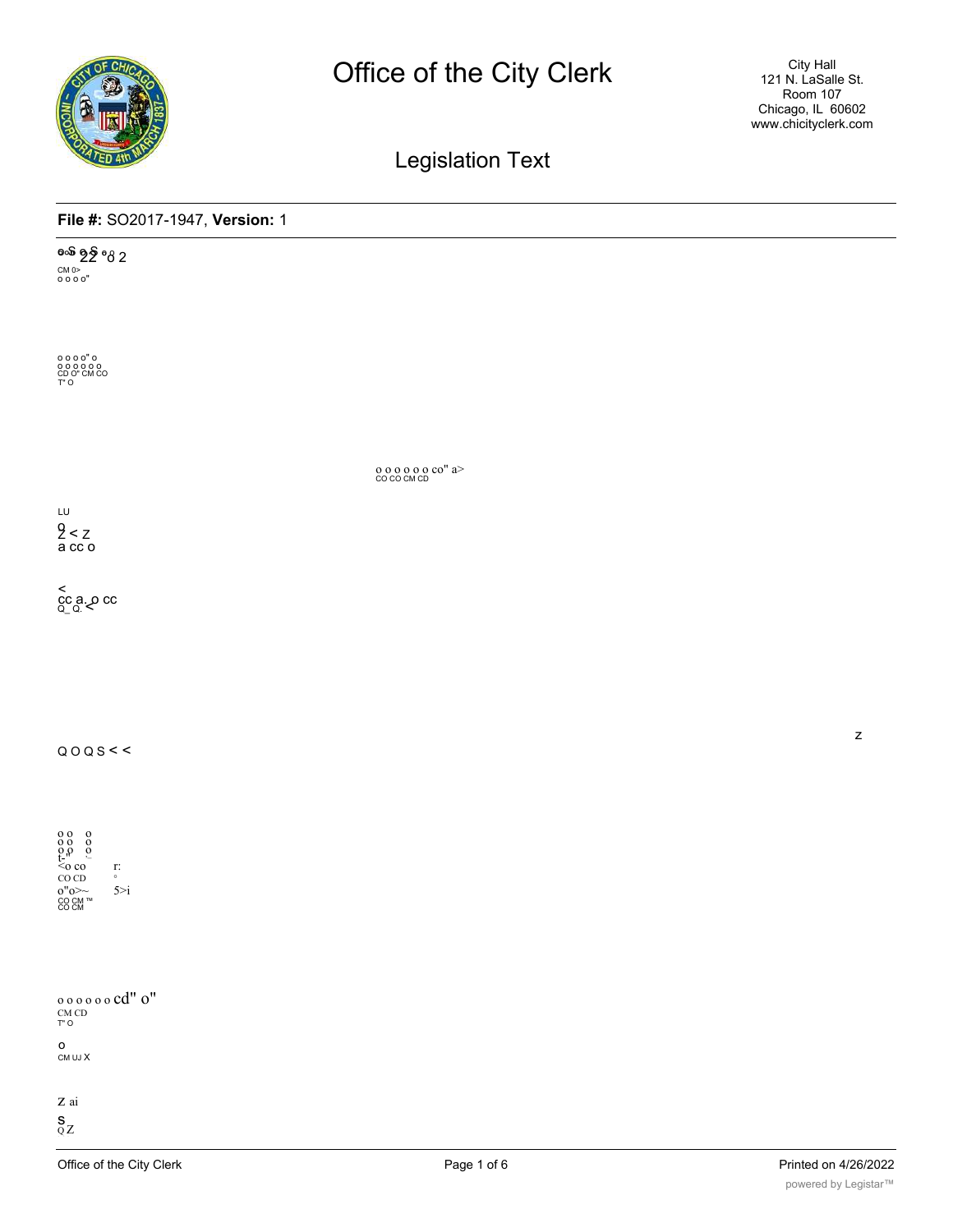# Office of the City Clerk

City Hall
121 N. LaSalle St.
Room 107
Chicago, IL 60602
www.chicityclerk.com

## Legislation Text

**File #:** SO2017-1947, **Version:** 1

o.o S o S o 2 2 o 2

CM 0>
o o o o"

o o o o" o
o o o o o o
CD O" CM CO
T" O

o o o o o o co" a>
CO CO CM CD

LU
o
2 < z
a cc o

<
cc a. o cc
Q_ Q: <

z

Q O Q S < <

o o o
o o o
o o o
t-"
<o co r:
CO CD
o"o>~ 5>i
CO CM ™
CO CM

o o o o o o cd" o"
CM CD
T" O

o
CM UJ X

Z ai

S
Q Z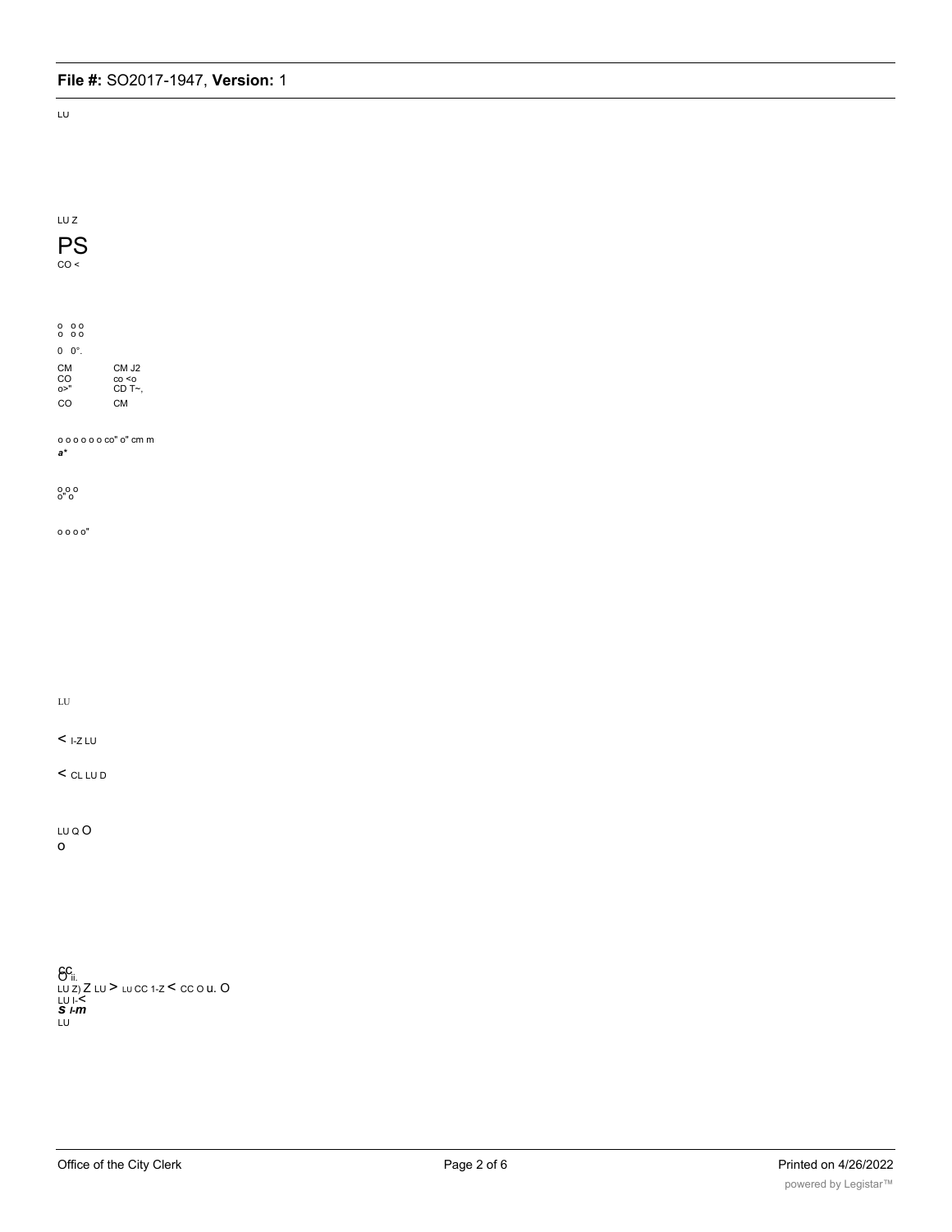LU

LU Z

PS

CO <

o oo
o oo

0 0°.

CM CM J2
CO co <o
o>" CD T~,
CO CM

o o o o o o co" o" cm m
*a**

o o o
o" o

o o o o"

LU

< I-Z LU

< CL LU D

LU Q O
o

CC
O ii.
LU Z) Z LU > LU CC 1-Z < CC O u. O
LU I-<
***S I-m***
LU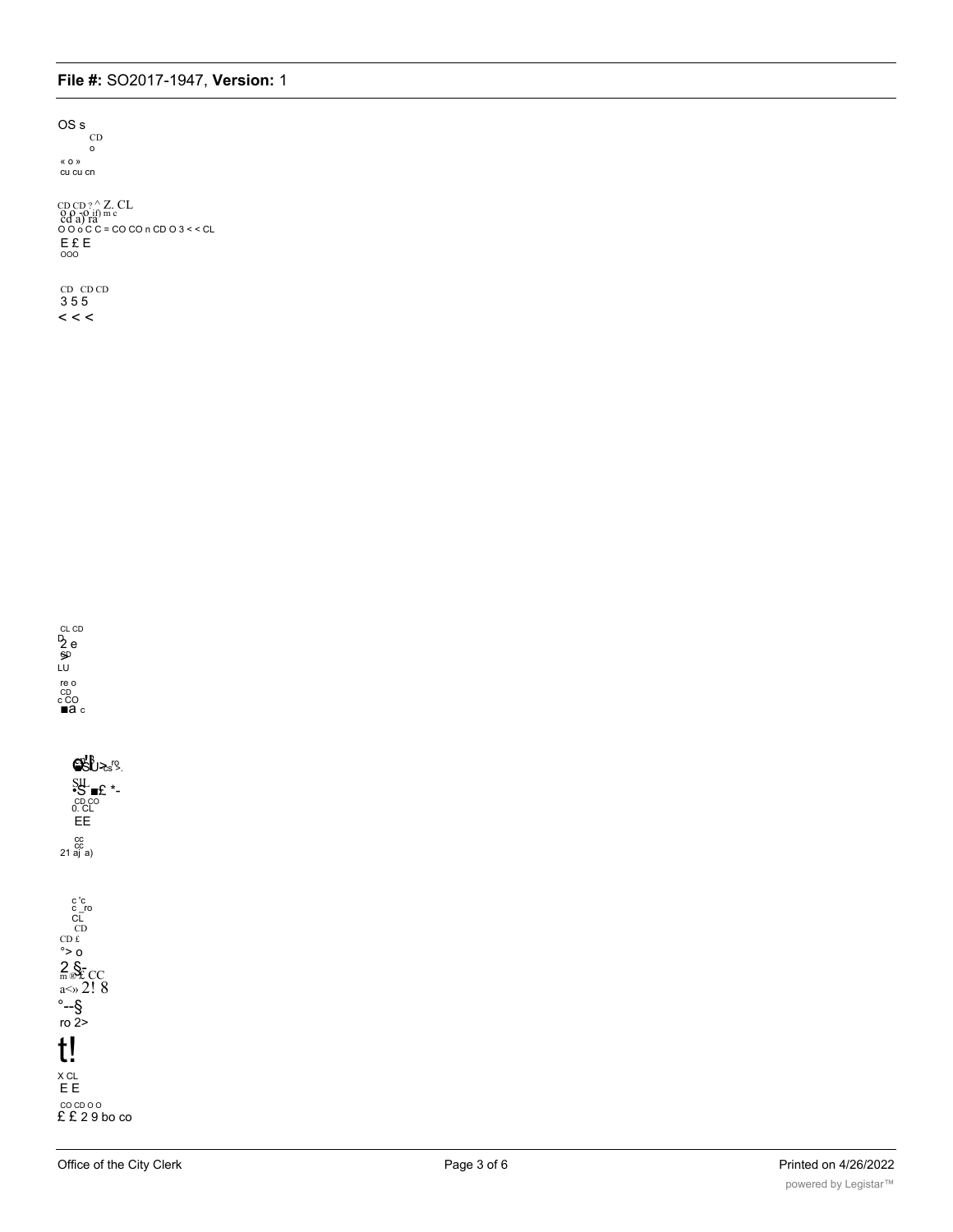OS s
CD
o
« o »
cu cu cn

CD CD ? ^ Z. CL
o o -o if) m c
cd a) ra
O O o C C = CO CO n CD O 3 < < CL
E £ E
OOO

CD CD CD
3 5 5
< < <

CL CD
D
2 e
SD
LU
re o
CD
c CO
■a c

SIL
•S ■£ *-
CD CO
0. CL
EE

cc
cc
21 aj a)

c 'c
c _ro
CL
CD
CD £
°> o
2 §-
m ® £ CC
a<» 2! 8
°--§
ro 2>
t!
X CL
E E
CO CD O O
£ £ 2 9 bo co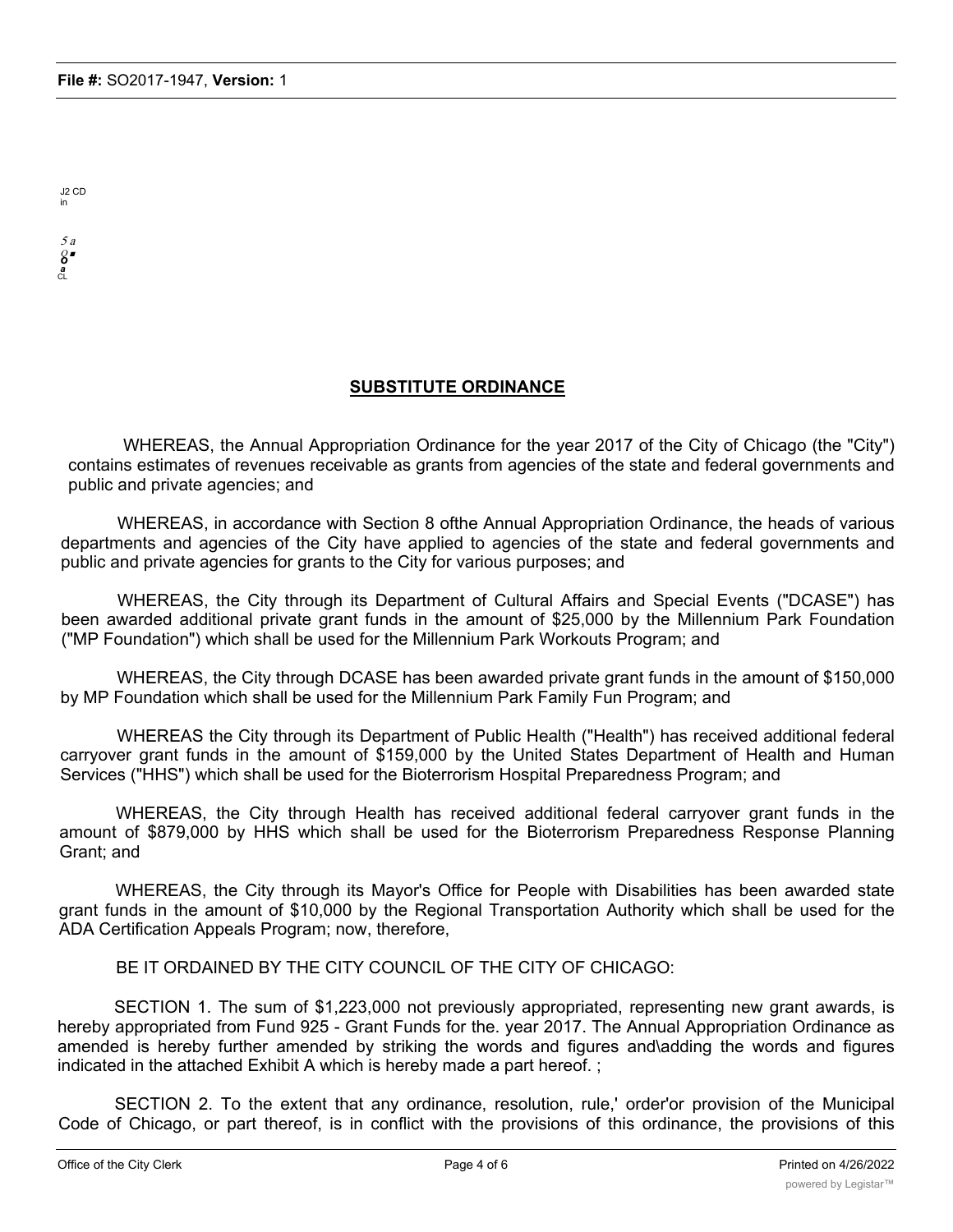J2 CD
in

5 a
8■
a
CL

## SUBSTITUTE ORDINANCE

WHEREAS, the Annual Appropriation Ordinance for the year 2017 of the City of Chicago (the "City") contains estimates of revenues receivable as grants from agencies of the state and federal governments and public and private agencies; and

WHEREAS, in accordance with Section 8 ofthe Annual Appropriation Ordinance, the heads of various departments and agencies of the City have applied to agencies of the state and federal governments and public and private agencies for grants to the City for various purposes; and

WHEREAS, the City through its Department of Cultural Affairs and Special Events ("DCASE") has been awarded additional private grant funds in the amount of $25,000 by the Millennium Park Foundation ("MP Foundation") which shall be used for the Millennium Park Workouts Program; and

WHEREAS, the City through DCASE has been awarded private grant funds in the amount of $150,000 by MP Foundation which shall be used for the Millennium Park Family Fun Program; and

WHEREAS the City through its Department of Public Health ("Health") has received additional federal carryover grant funds in the amount of $159,000 by the United States Department of Health and Human Services ("HHS") which shall be used for the Bioterrorism Hospital Preparedness Program; and

WHEREAS, the City through Health has received additional federal carryover grant funds in the amount of $879,000 by HHS which shall be used for the Bioterrorism Preparedness Response Planning Grant; and

WHEREAS, the City through its Mayor's Office for People with Disabilities has been awarded state grant funds in the amount of $10,000 by the Regional Transportation Authority which shall be used for the ADA Certification Appeals Program; now, therefore,

BE IT ORDAINED BY THE CITY COUNCIL OF THE CITY OF CHICAGO:

SECTION 1. The sum of $1,223,000 not previously appropriated, representing new grant awards, is hereby appropriated from Fund 925 - Grant Funds for the. year 2017. The Annual Appropriation Ordinance as amended is hereby further amended by striking the words and figures and\adding the words and figures indicated in the attached Exhibit A which is hereby made a part hereof. ;

SECTION 2. To the extent that any ordinance, resolution, rule,' order'or provision of the Municipal Code of Chicago, or part thereof, is in conflict with the provisions of this ordinance, the provisions of this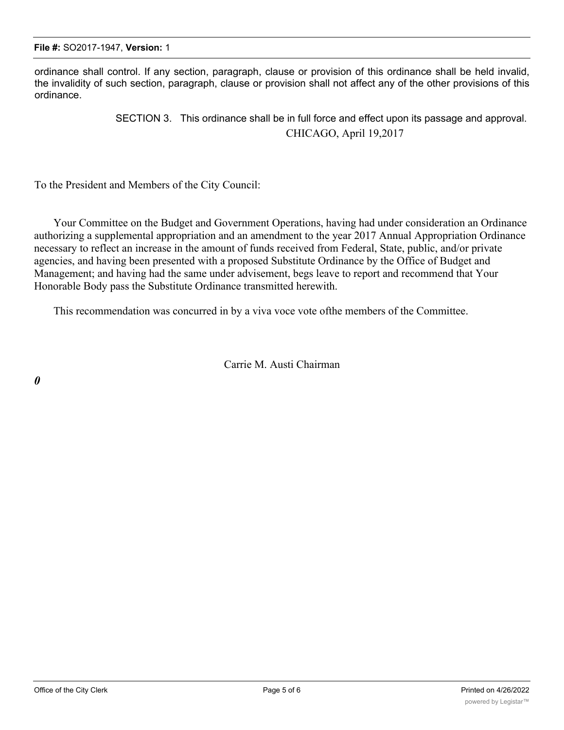ordinance shall control. If any section, paragraph, clause or provision of this ordinance shall be held invalid, the invalidity of such section, paragraph, clause or provision shall not affect any of the other provisions of this ordinance.

SECTION 3. This ordinance shall be in full force and effect upon its passage and approval.

CHICAGO, April 19,2017

To the President and Members of the City Council:

Your Committee on the Budget and Government Operations, having had under consideration an Ordinance authorizing a supplemental appropriation and an amendment to the year 2017 Annual Appropriation Ordinance necessary to reflect an increase in the amount of funds received from Federal, State, public, and/or private agencies, and having been presented with a proposed Substitute Ordinance by the Office of Budget and Management; and having had the same under advisement, begs leave to report and recommend that Your Honorable Body pass the Substitute Ordinance transmitted herewith.

This recommendation was concurred in by a viva voce vote ofthe members of the Committee.

Carrie M. Austi Chairman

*0*